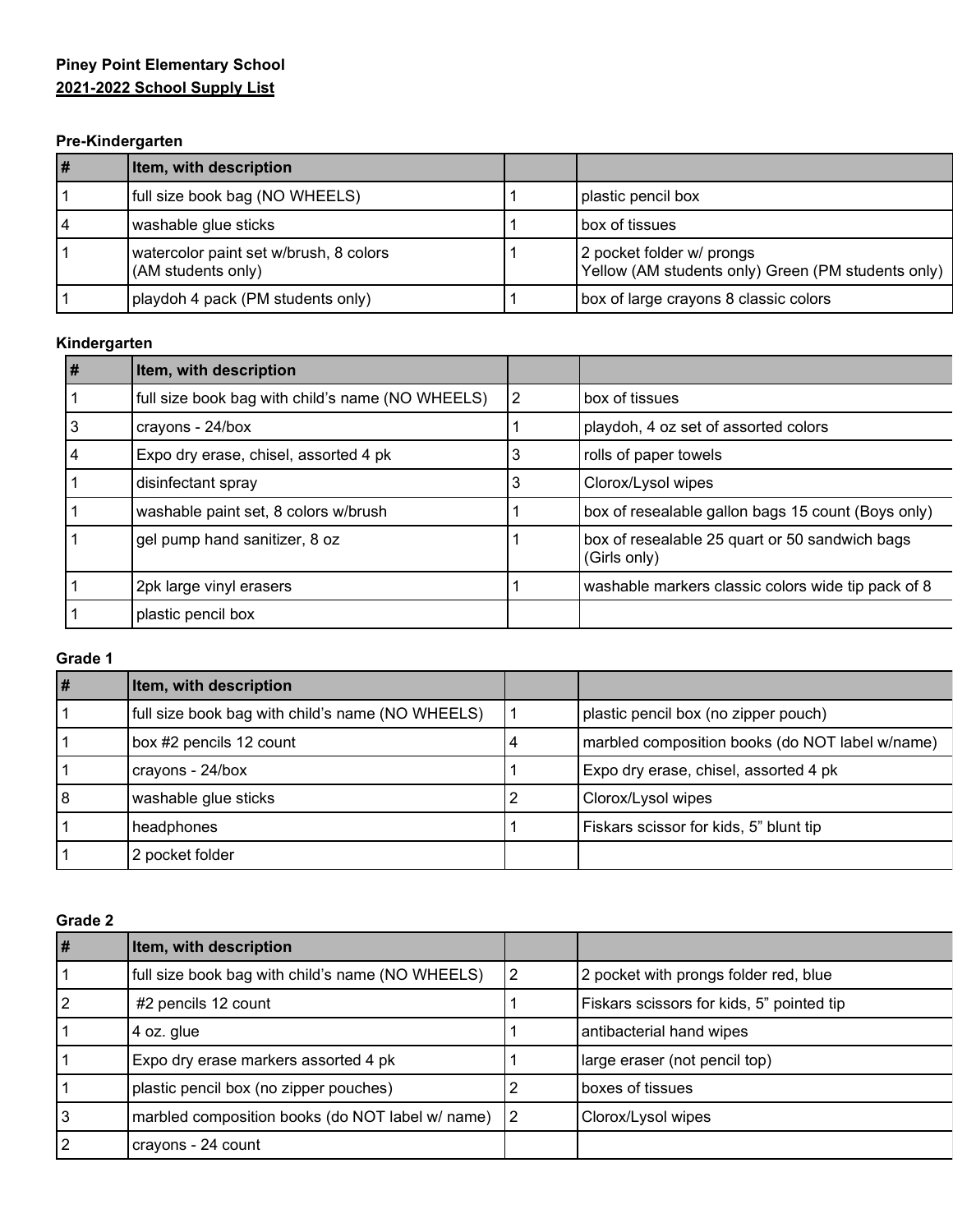**Piney Point Elementary School**
**2021-2022 School Supply List**

### Pre-Kindergarten

| # | Item, with description | | |
|---|---|---|---|
| 1 | full size book bag (NO WHEELS) | 1 | plastic pencil box |
| 4 | washable glue sticks | 1 | box of tissues |
| 1 | watercolor paint set w/brush, 8 colors (AM students only) | 1 | 2 pocket folder w/ prongs Yellow (AM students only) Green (PM students only) |
| 1 | playdoh 4 pack (PM students only) | 1 | box of large crayons 8 classic colors |

### Kindergarten

| # | Item, with description | | |
|---|---|---|---|
| 1 | full size book bag with child's name (NO WHEELS) | 2 | box of tissues |
| 3 | crayons - 24/box | 1 | playdoh, 4 oz set of assorted colors |
| 4 | Expo dry erase, chisel, assorted 4 pk | 3 | rolls of paper towels |
| 1 | disinfectant spray | 3 | Clorox/Lysol wipes |
| 1 | washable paint set, 8 colors w/brush | 1 | box of resealable gallon bags 15 count (Boys only) |
| 1 | gel pump hand sanitizer, 8 oz | 1 | box of resealable 25 quart or 50 sandwich bags (Girls only) |
| 1 | 2pk large vinyl erasers | 1 | washable markers classic colors wide tip pack of 8 |
| 1 | plastic pencil box | | |

### Grade 1

| # | Item, with description | | |
|---|---|---|---|
| 1 | full size book bag with child's name (NO WHEELS) | 1 | plastic pencil box (no zipper pouch) |
| 1 | box #2 pencils 12 count | 4 | marbled composition books (do NOT label w/name) |
| 1 | crayons - 24/box | 1 | Expo dry erase, chisel, assorted 4 pk |
| 8 | washable glue sticks | 2 | Clorox/Lysol wipes |
| 1 | headphones | 1 | Fiskars scissor for kids, 5" blunt tip |
| 1 | 2 pocket folder | | |

### Grade 2

| # | Item, with description | | |
|---|---|---|---|
| 1 | full size book bag with child's name (NO WHEELS) | 2 | 2 pocket with prongs folder red, blue |
| 2 | #2 pencils 12 count | 1 | Fiskars scissors for kids, 5" pointed tip |
| 1 | 4 oz. glue | 1 | antibacterial hand wipes |
| 1 | Expo dry erase markers assorted 4 pk | 1 | large eraser (not pencil top) |
| 1 | plastic pencil box (no zipper pouches) | 2 | boxes of tissues |
| 3 | marbled composition books (do NOT label w/ name) | 2 | Clorox/Lysol wipes |
| 2 | crayons - 24 count | | |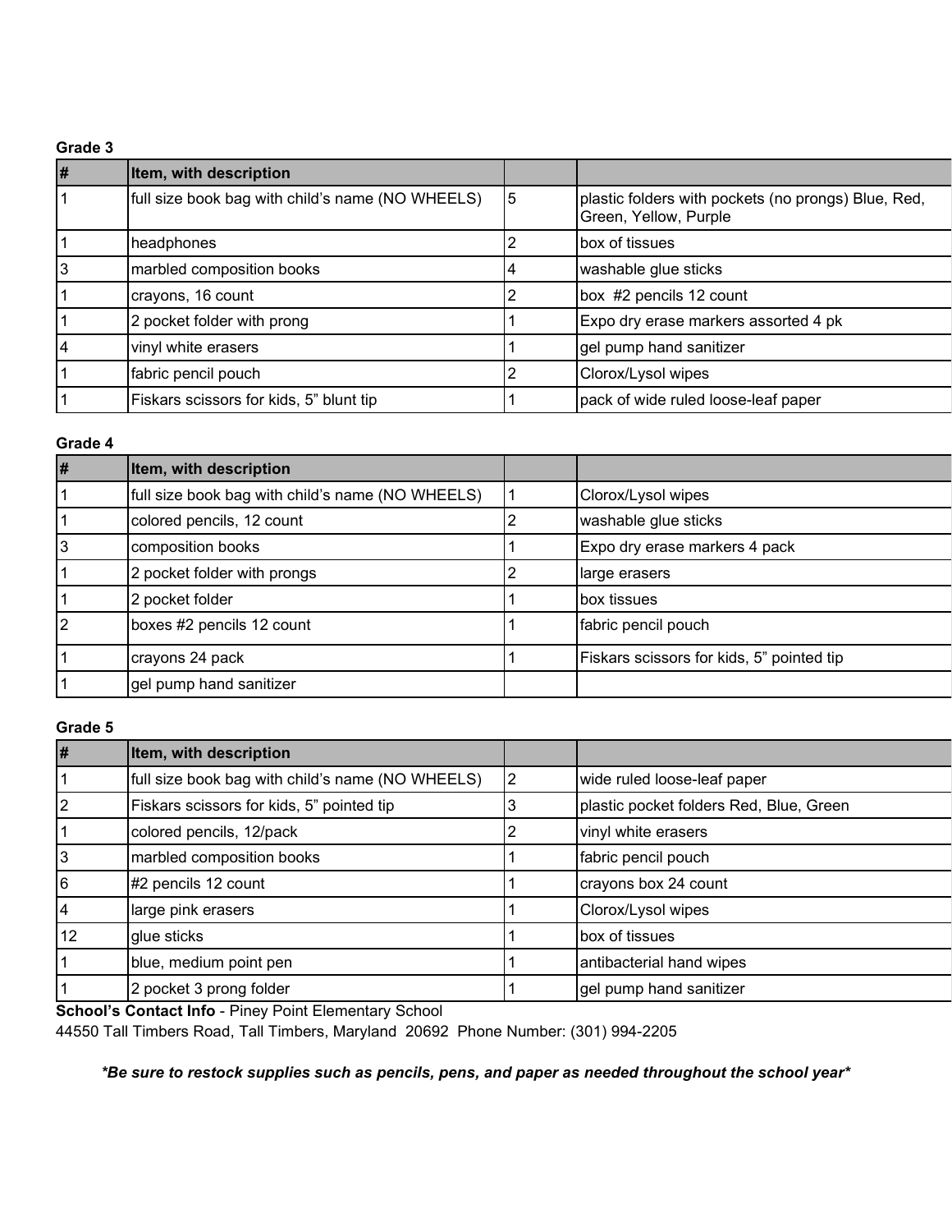**Grade 3**

| # | Item, with description | | |
|---|---|---|---|
| 1 | full size book bag with child's name (NO WHEELS) | 5 | plastic folders with pockets (no prongs) Blue, Red, Green, Yellow, Purple |
| 1 | headphones | 2 | box of tissues |
| 3 | marbled composition books | 4 | washable glue sticks |
| 1 | crayons, 16 count | 2 | box #2 pencils 12 count |
| 1 | 2 pocket folder with prong | 1 | Expo dry erase markers assorted 4 pk |
| 4 | vinyl white erasers | 1 | gel pump hand sanitizer |
| 1 | fabric pencil pouch | 2 | Clorox/Lysol wipes |
| 1 | Fiskars scissors for kids, 5" blunt tip | 1 | pack of wide ruled loose-leaf paper |

**Grade 4**

| # | Item, with description | | |
|---|---|---|---|
| 1 | full size book bag with child's name (NO WHEELS) | 1 | Clorox/Lysol wipes |
| 1 | colored pencils, 12 count | 2 | washable glue sticks |
| 3 | composition books | 1 | Expo dry erase markers 4 pack |
| 1 | 2 pocket folder with prongs | 2 | large erasers |
| 1 | 2 pocket folder | 1 | box tissues |
| 2 | boxes #2 pencils 12 count | 1 | fabric pencil pouch |
| 1 | crayons 24 pack | 1 | Fiskars scissors for kids, 5" pointed tip |
| 1 | gel pump hand sanitizer | | |

**Grade 5**

| # | Item, with description | | |
|---|---|---|---|
| 1 | full size book bag with child's name (NO WHEELS) | 2 | wide ruled loose-leaf paper |
| 2 | Fiskars scissors for kids, 5" pointed tip | 3 | plastic pocket folders Red, Blue, Green |
| 1 | colored pencils, 12/pack | 2 | vinyl white erasers |
| 3 | marbled composition books | 1 | fabric pencil pouch |
| 6 | #2 pencils 12 count | 1 | crayons box 24 count |
| 4 | large pink erasers | 1 | Clorox/Lysol wipes |
| 12 | glue sticks | 1 | box of tissues |
| 1 | blue, medium point pen | 1 | antibacterial hand wipes |
| 1 | 2 pocket 3 prong folder | 1 | gel pump hand sanitizer |

**School's Contact Info** - Piney Point Elementary School
44550 Tall Timbers Road, Tall Timbers, Maryland 20692 Phone Number: (301) 994-2205

***Be sure to restock supplies such as pencils, pens, and paper as needed throughout the school year***